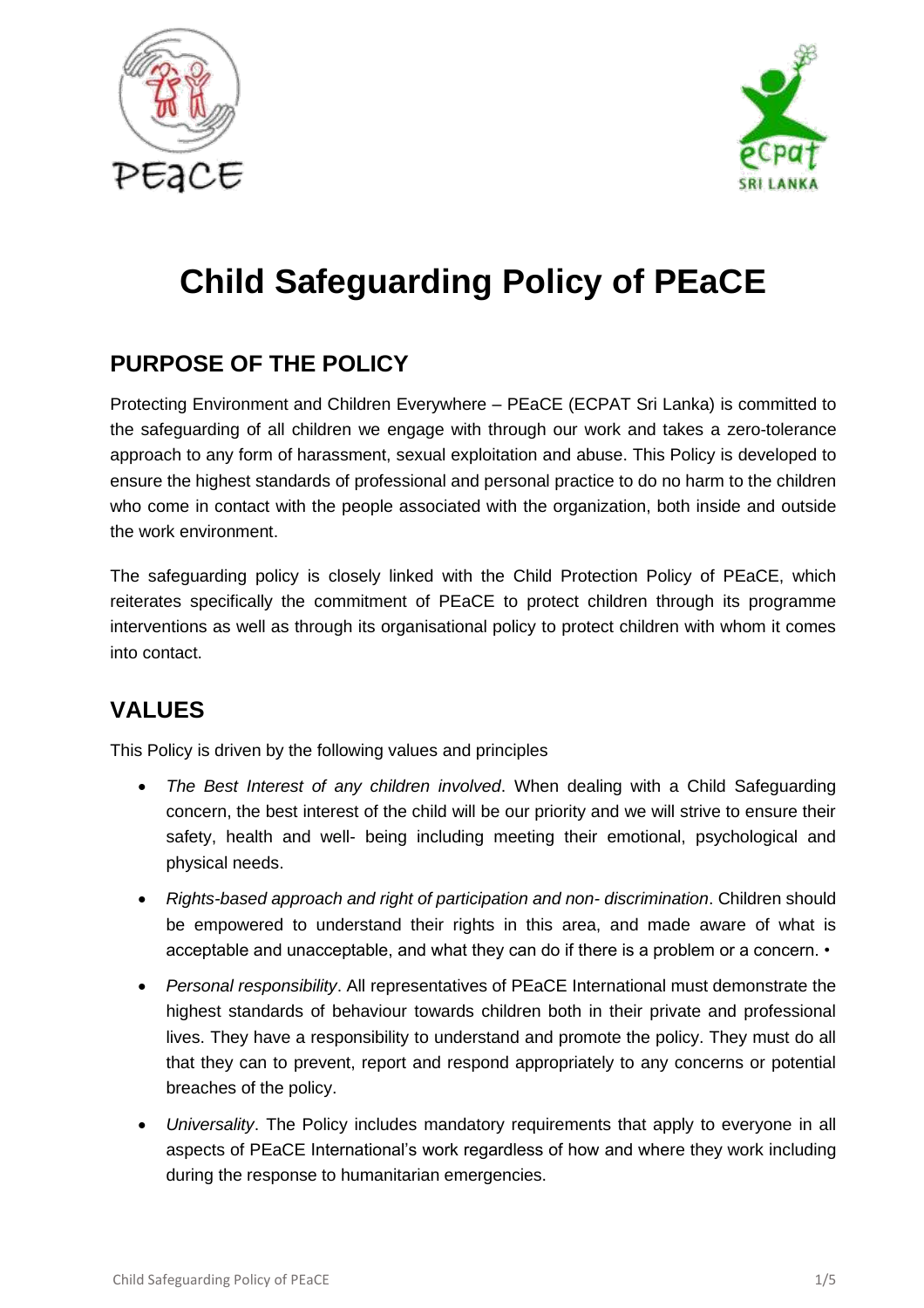# Child Safeguarding Policy of PEaCE

## PURPOSE OF THE POLICY

Protecting Environment and Children Everywhere – PEaCE (ECPAT Sri Lanka) is committed to the safeguarding of all children we engage with through our work and takes a zero-tolerance approach to any form of harassment, sexual exploitation and abuse. This Policy is developed to ensure the highest standards of professional and personal practice to do no harm to the children who come in contact with the people associated with the organization, both inside and outside the work environment.

The safeguarding policy is closely linked with the Child Protection Policy of PEaCE, which reiterates specifically the commitment of PEaCE to protect children through its programme interventions as well as through its organisational policy to protect children with whom it comes into contact.

## VALUES

This Policy is driven by the following values and principles

- *The Best Interest of any children involved*. When dealing with a Child Safeguarding concern, the best interest of the child will be our priority and we will strive to ensure their safety, health and well- being including meeting their emotional, psychological and physical needs.
- *Rights-based approach and right of participation and non- discrimination*. Children should be empowered to understand their rights in this area, and made aware of what is acceptable and unacceptable, and what they can do if there is a problem or a concern. •
- *Personal responsibility*. All representatives of PEaCE International must demonstrate the highest standards of behaviour towards children both in their private and professional lives. They have a responsibility to understand and promote the policy. They must do all that they can to prevent, report and respond appropriately to any concerns or potential breaches of the policy.
- *Universality*. The Policy includes mandatory requirements that apply to everyone in all aspects of PEaCE International's work regardless of how and where they work including during the response to humanitarian emergencies.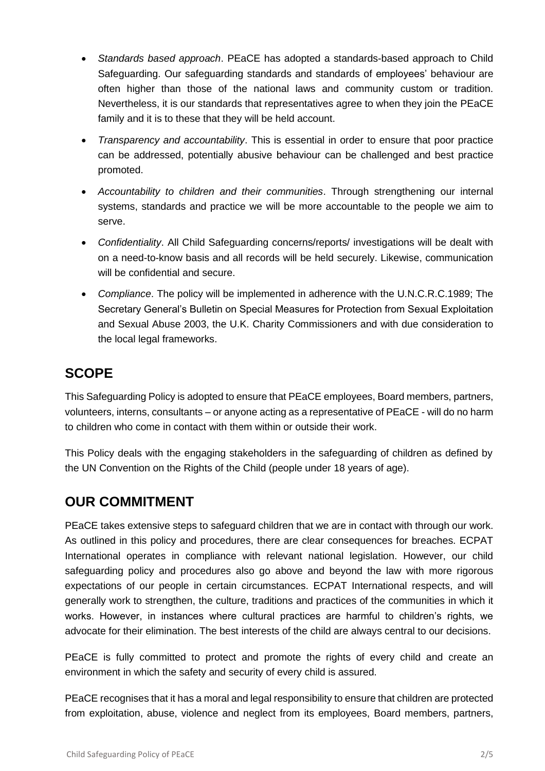- *Standards based approach*. PEaCE has adopted a standards-based approach to Child Safeguarding. Our safeguarding standards and standards of employees' behaviour are often higher than those of the national laws and community custom or tradition. Nevertheless, it is our standards that representatives agree to when they join the PEaCE family and it is to these that they will be held account.
- *Transparency and accountability*. This is essential in order to ensure that poor practice can be addressed, potentially abusive behaviour can be challenged and best practice promoted.
- *Accountability to children and their communities*. Through strengthening our internal systems, standards and practice we will be more accountable to the people we aim to serve.
- *Confidentiality*. All Child Safeguarding concerns/reports/ investigations will be dealt with on a need-to-know basis and all records will be held securely. Likewise, communication will be confidential and secure.
- *Compliance*. The policy will be implemented in adherence with the U.N.C.R.C.1989; The Secretary General's Bulletin on Special Measures for Protection from Sexual Exploitation and Sexual Abuse 2003, the U.K. Charity Commissioners and with due consideration to the local legal frameworks.

## SCOPE

This Safeguarding Policy is adopted to ensure that PEaCE employees, Board members, partners, volunteers, interns, consultants – or anyone acting as a representative of PEaCE - will do no harm to children who come in contact with them within or outside their work.

This Policy deals with the engaging stakeholders in the safeguarding of children as defined by the UN Convention on the Rights of the Child (people under 18 years of age).

## OUR COMMITMENT

PEaCE takes extensive steps to safeguard children that we are in contact with through our work. As outlined in this policy and procedures, there are clear consequences for breaches. ECPAT International operates in compliance with relevant national legislation. However, our child safeguarding policy and procedures also go above and beyond the law with more rigorous expectations of our people in certain circumstances. ECPAT International respects, and will generally work to strengthen, the culture, traditions and practices of the communities in which it works. However, in instances where cultural practices are harmful to children's rights, we advocate for their elimination. The best interests of the child are always central to our decisions.

PEaCE is fully committed to protect and promote the rights of every child and create an environment in which the safety and security of every child is assured.

PEaCE recognises that it has a moral and legal responsibility to ensure that children are protected from exploitation, abuse, violence and neglect from its employees, Board members, partners,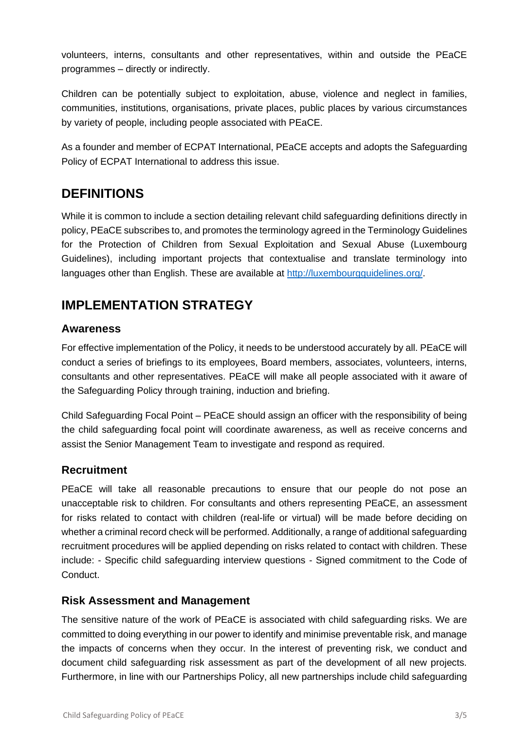volunteers, interns, consultants and other representatives, within and outside the PEaCE programmes – directly or indirectly.

Children can be potentially subject to exploitation, abuse, violence and neglect in families, communities, institutions, organisations, private places, public places by various circumstances by variety of people, including people associated with PEaCE.

As a founder and member of ECPAT International, PEaCE accepts and adopts the Safeguarding Policy of ECPAT International to address this issue.

## DEFINITIONS

While it is common to include a section detailing relevant child safeguarding definitions directly in policy, PEaCE subscribes to, and promotes the terminology agreed in the Terminology Guidelines for the Protection of Children from Sexual Exploitation and Sexual Abuse (Luxembourg Guidelines), including important projects that contextualise and translate terminology into languages other than English. These are available at [http://luxembourgguidelines.org/](http://luxembourgguidelines.org/).

## IMPLEMENTATION STRATEGY

### Awareness

For effective implementation of the Policy, it needs to be understood accurately by all. PEaCE will conduct a series of briefings to its employees, Board members, associates, volunteers, interns, consultants and other representatives. PEaCE will make all people associated with it aware of the Safeguarding Policy through training, induction and briefing.

Child Safeguarding Focal Point – PEaCE should assign an officer with the responsibility of being the child safeguarding focal point will coordinate awareness, as well as receive concerns and assist the Senior Management Team to investigate and respond as required.

### Recruitment

PEaCE will take all reasonable precautions to ensure that our people do not pose an unacceptable risk to children. For consultants and others representing PEaCE, an assessment for risks related to contact with children (real-life or virtual) will be made before deciding on whether a criminal record check will be performed. Additionally, a range of additional safeguarding recruitment procedures will be applied depending on risks related to contact with children. These include: - Specific child safeguarding interview questions - Signed commitment to the Code of Conduct.

### Risk Assessment and Management

The sensitive nature of the work of PEaCE is associated with child safeguarding risks. We are committed to doing everything in our power to identify and minimise preventable risk, and manage the impacts of concerns when they occur. In the interest of preventing risk, we conduct and document child safeguarding risk assessment as part of the development of all new projects. Furthermore, in line with our Partnerships Policy, all new partnerships include child safeguarding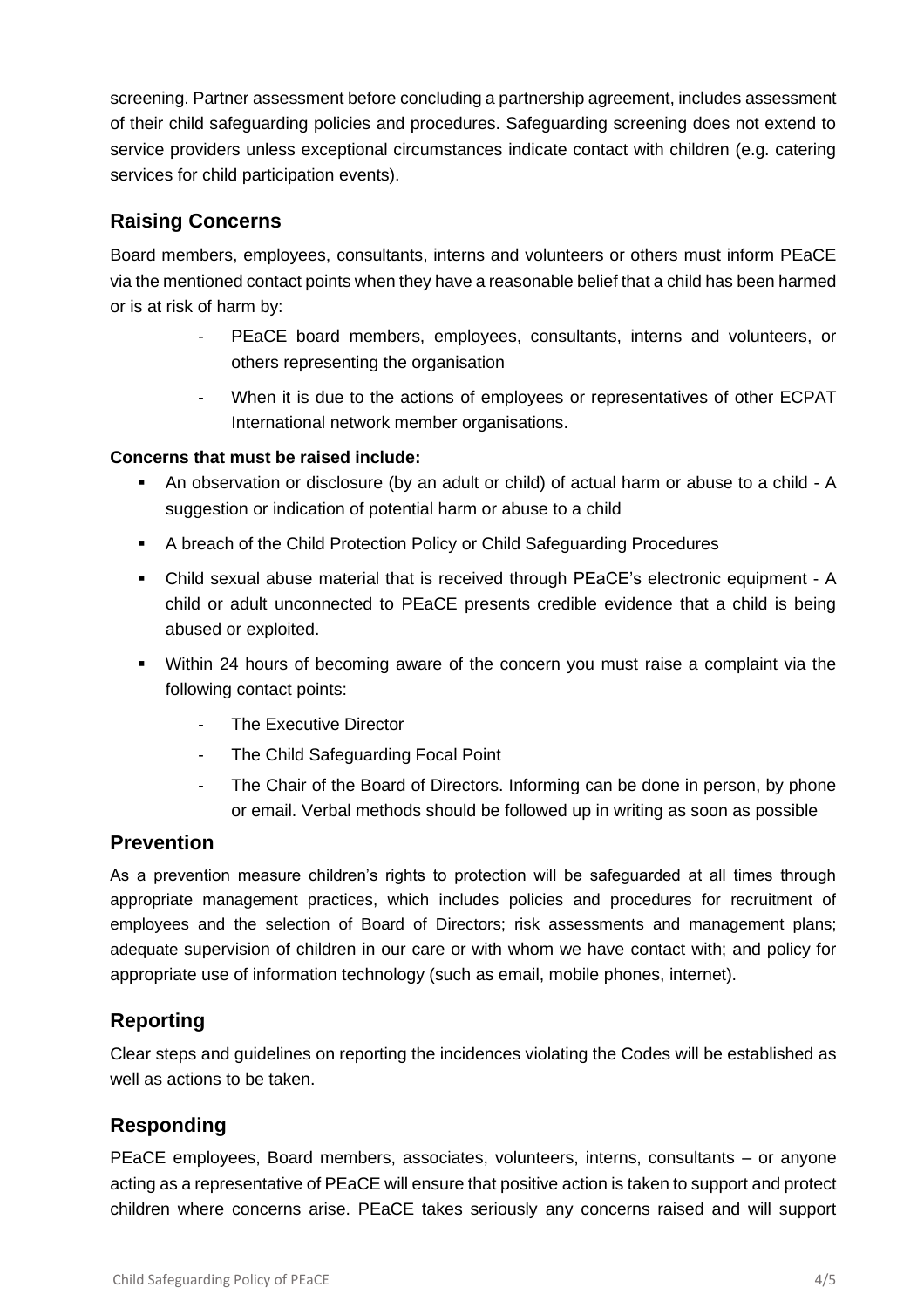screening. Partner assessment before concluding a partnership agreement, includes assessment of their child safeguarding policies and procedures. Safeguarding screening does not extend to service providers unless exceptional circumstances indicate contact with children (e.g. catering services for child participation events).

## Raising Concerns

Board members, employees, consultants, interns and volunteers or others must inform PEaCE via the mentioned contact points when they have a reasonable belief that a child has been harmed or is at risk of harm by:

- PEaCE board members, employees, consultants, interns and volunteers, or others representing the organisation
- When it is due to the actions of employees or representatives of other ECPAT International network member organisations.

**Concerns that must be raised include:**

- An observation or disclosure (by an adult or child) of actual harm or abuse to a child - A suggestion or indication of potential harm or abuse to a child
- A breach of the Child Protection Policy or Child Safeguarding Procedures
- Child sexual abuse material that is received through PEaCE's electronic equipment - A child or adult unconnected to PEaCE presents credible evidence that a child is being abused or exploited.
- Within 24 hours of becoming aware of the concern you must raise a complaint via the following contact points:
  - The Executive Director
  - The Child Safeguarding Focal Point
  - The Chair of the Board of Directors. Informing can be done in person, by phone or email. Verbal methods should be followed up in writing as soon as possible

## Prevention

As a prevention measure children's rights to protection will be safeguarded at all times through appropriate management practices, which includes policies and procedures for recruitment of employees and the selection of Board of Directors; risk assessments and management plans; adequate supervision of children in our care or with whom we have contact with; and policy for appropriate use of information technology (such as email, mobile phones, internet).

## Reporting

Clear steps and guidelines on reporting the incidences violating the Codes will be established as well as actions to be taken.

## Responding

PEaCE employees, Board members, associates, volunteers, interns, consultants – or anyone acting as a representative of PEaCE will ensure that positive action is taken to support and protect children where concerns arise. PEaCE takes seriously any concerns raised and will support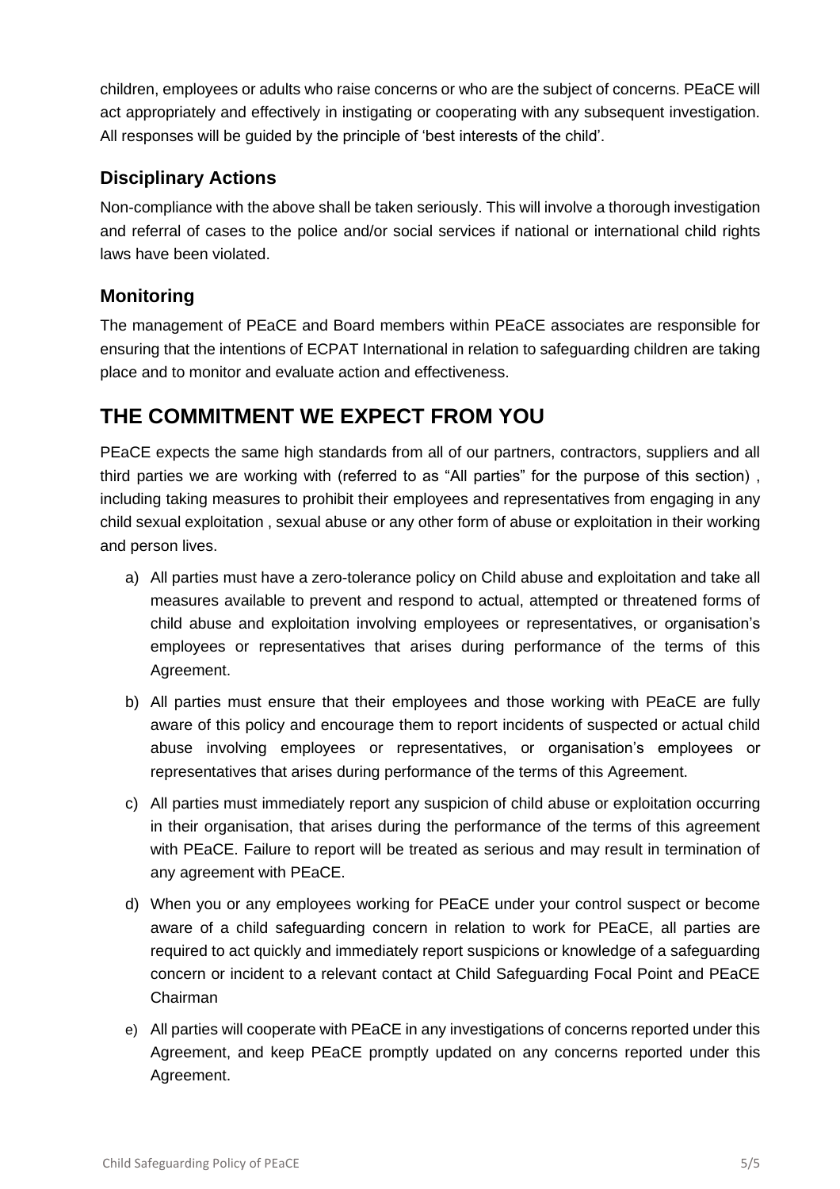children, employees or adults who raise concerns or who are the subject of concerns. PEaCE will act appropriately and effectively in instigating or cooperating with any subsequent investigation. All responses will be guided by the principle of 'best interests of the child'.

### Disciplinary Actions

Non-compliance with the above shall be taken seriously. This will involve a thorough investigation and referral of cases to the police and/or social services if national or international child rights laws have been violated.

### Monitoring

The management of PEaCE and Board members within PEaCE associates are responsible for ensuring that the intentions of ECPAT International in relation to safeguarding children are taking place and to monitor and evaluate action and effectiveness.

## THE COMMITMENT WE EXPECT FROM YOU

PEaCE expects the same high standards from all of our partners, contractors, suppliers and all third parties we are working with (referred to as "All parties" for the purpose of this section) , including taking measures to prohibit their employees and representatives from engaging in any child sexual exploitation , sexual abuse or any other form of abuse or exploitation in their working and person lives.

a) All parties must have a zero-tolerance policy on Child abuse and exploitation and take all measures available to prevent and respond to actual, attempted or threatened forms of child abuse and exploitation involving employees or representatives, or organisation's employees or representatives that arises during performance of the terms of this Agreement.

b) All parties must ensure that their employees and those working with PEaCE are fully aware of this policy and encourage them to report incidents of suspected or actual child abuse involving employees or representatives, or organisation's employees or representatives that arises during performance of the terms of this Agreement.

c) All parties must immediately report any suspicion of child abuse or exploitation occurring in their organisation, that arises during the performance of the terms of this agreement with PEaCE. Failure to report will be treated as serious and may result in termination of any agreement with PEaCE.

d) When you or any employees working for PEaCE under your control suspect or become aware of a child safeguarding concern in relation to work for PEaCE, all parties are required to act quickly and immediately report suspicions or knowledge of a safeguarding concern or incident to a relevant contact at Child Safeguarding Focal Point and PEaCE Chairman

e) All parties will cooperate with PEaCE in any investigations of concerns reported under this Agreement, and keep PEaCE promptly updated on any concerns reported under this Agreement.